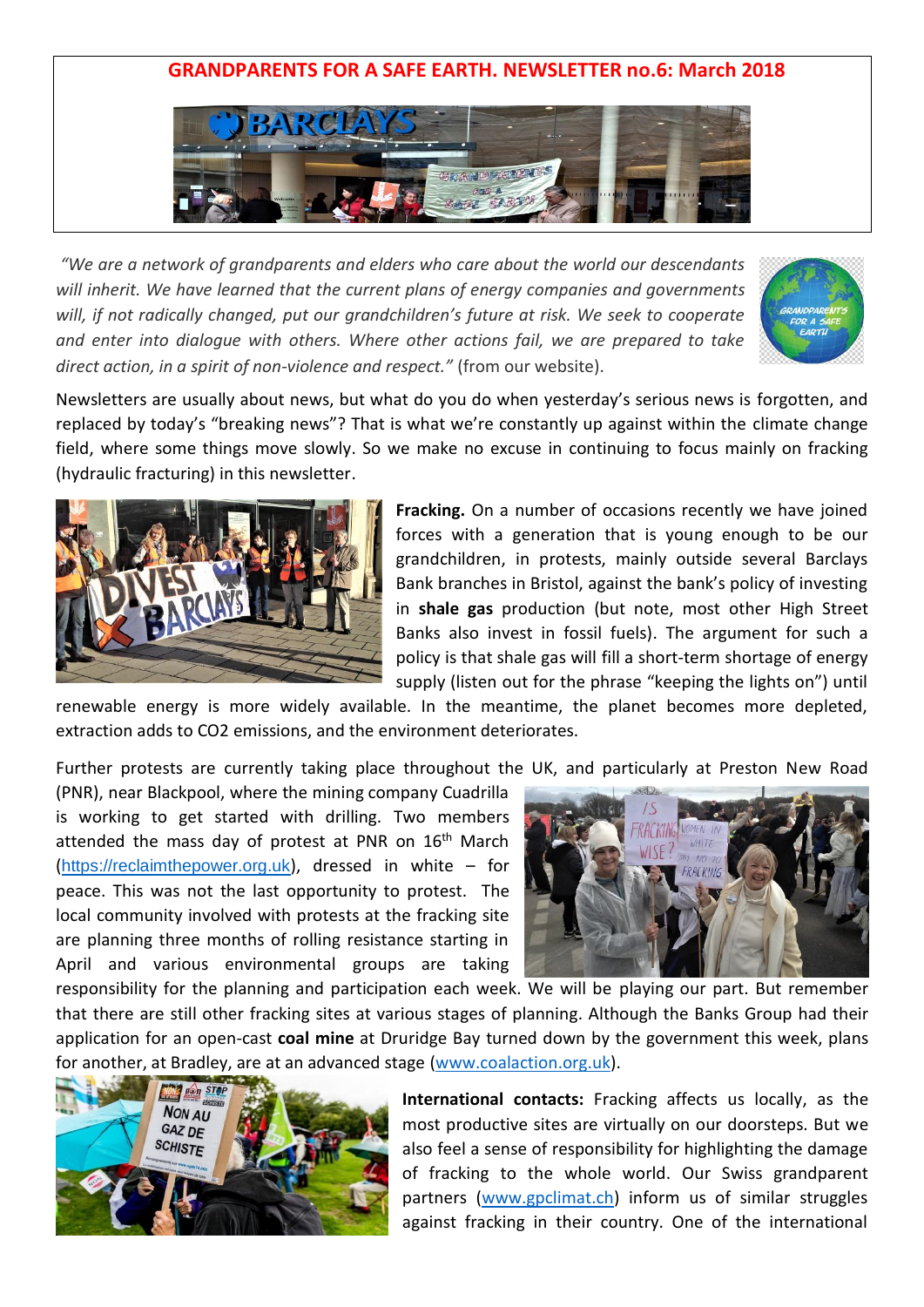# GRANDPARENTS FOR A SAFE EARTH. NEWSLETTER no.6: March 2018

*"We are a network of grandparents and elders who care about the world our descendants will inherit. We have learned that the current plans of energy companies and governments will, if not radically changed, put our grandchildren's future at risk. We seek to cooperate and enter into dialogue with others. Where other actions fail, we are prepared to take direct action, in a spirit of non-violence and respect."* (from our website).

Newsletters are usually about news, but what do you do when yesterday's serious news is forgotten, and replaced by today's "breaking news"? That is what we're constantly up against within the climate change field, where some things move slowly. So we make no excuse in continuing to focus mainly on fracking (hydraulic fracturing) in this newsletter.

**Fracking.** On a number of occasions recently we have joined forces with a generation that is young enough to be our grandchildren, in protests, mainly outside several Barclays Bank branches in Bristol, against the bank's policy of investing in **shale gas** production (but note, most other High Street Banks also invest in fossil fuels). The argument for such a policy is that shale gas will fill a short-term shortage of energy supply (listen out for the phrase "keeping the lights on") until renewable energy is more widely available. In the meantime, the planet becomes more depleted, extraction adds to CO2 emissions, and the environment deteriorates.

Further protests are currently taking place throughout the UK, and particularly at Preston New Road (PNR), near Blackpool, where the mining company Cuadrilla is working to get started with drilling. Two members attended the mass day of protest at PNR on 16th March (https://reclaimthepower.org.uk), dressed in white – for peace. This was not the last opportunity to protest. The local community involved with protests at the fracking site are planning three months of rolling resistance starting in April and various environmental groups are taking responsibility for the planning and participation each week. We will be playing our part. But remember that there are still other fracking sites at various stages of planning. Although the Banks Group had their application for an open-cast **coal mine** at Druridge Bay turned down by the government this week, plans for another, at Bradley, are at an advanced stage (www.coalaction.org.uk).

**International contacts:** Fracking affects us locally, as the most productive sites are virtually on our doorsteps. But we also feel a sense of responsibility for highlighting the damage of fracking to the whole world. Our Swiss grandparent partners (www.gpclimat.ch) inform us of similar struggles against fracking in their country. One of the international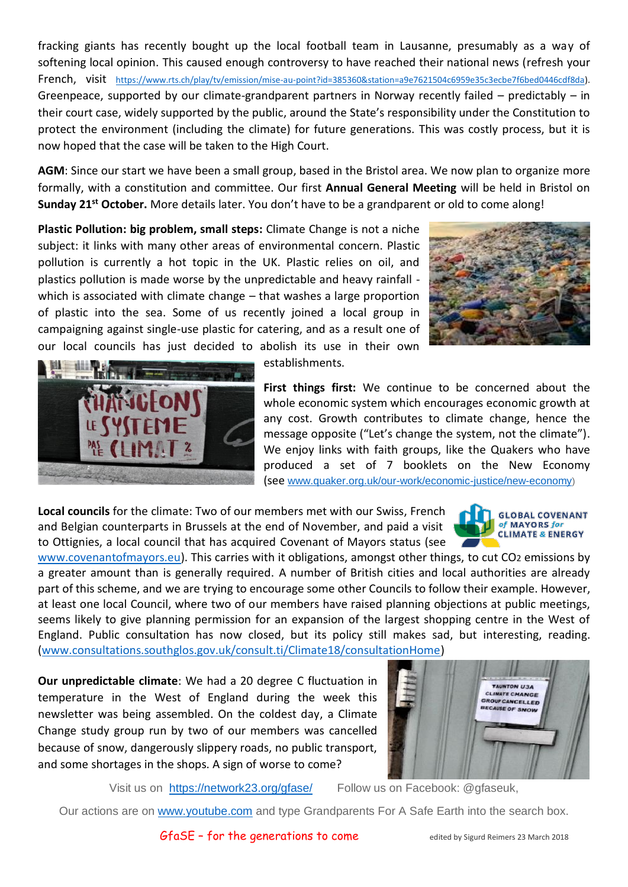fracking giants has recently bought up the local football team in Lausanne, presumably as a way of softening local opinion. This caused enough controversy to have reached their national news (refresh your French, visit https://www.rts.ch/play/tv/emission/mise-au-point?id=385360&station=a9e7621504c6959e35c3ecbe7f6bed0446cdf8da). Greenpeace, supported by our climate-grandparent partners in Norway recently failed – predictably – in their court case, widely supported by the public, around the State's responsibility under the Constitution to protect the environment (including the climate) for future generations. This was costly process, but it is now hoped that the case will be taken to the High Court.

**AGM**: Since our start we have been a small group, based in the Bristol area. We now plan to organize more formally, with a constitution and committee. Our first **Annual General Meeting** will be held in Bristol on **Sunday 21st October.** More details later. You don't have to be a grandparent or old to come along!

**Plastic Pollution: big problem, small steps:** Climate Change is not a niche subject: it links with many other areas of environmental concern. Plastic pollution is currently a hot topic in the UK. Plastic relies on oil, and plastics pollution is made worse by the unpredictable and heavy rainfall - which is associated with climate change – that washes a large proportion of plastic into the sea. Some of us recently joined a local group in campaigning against single-use plastic for catering, and as a result one of our local councils has just decided to abolish its use in their own establishments.

**First things first:** We continue to be concerned about the whole economic system which encourages economic growth at any cost. Growth contributes to climate change, hence the message opposite ("Let's change the system, not the climate"). We enjoy links with faith groups, like the Quakers who have produced a set of 7 booklets on the New Economy (see www.quaker.org.uk/our-work/economic-justice/new-economy)

**Local councils** for the climate: Two of our members met with our Swiss, French and Belgian counterparts in Brussels at the end of November, and paid a visit to Ottignies, a local council that has acquired Covenant of Mayors status (see www.covenantofmayors.eu). This carries with it obligations, amongst other things, to cut $CO_2$ emissions by a greater amount than is generally required. A number of British cities and local authorities are already part of this scheme, and we are trying to encourage some other Councils to follow their example. However, at least one local Council, where two of our members have raised planning objections at public meetings, seems likely to give planning permission for an expansion of the largest shopping centre in the West of England. Public consultation has now closed, but its policy still makes sad, but interesting, reading. (www.consultations.southglos.gov.uk/consult.ti/Climate18/consultationHome)

**Our unpredictable climate**: We had a 20 degree C fluctuation in temperature in the West of England during the week this newsletter was being assembled. On the coldest day, a Climate Change study group run by two of our members was cancelled because of snow, dangerously slippery roads, no public transport, and some shortages in the shops. A sign of worse to come?

Visit us on https://network23.org/gfase/ Follow us on Facebook: @gfaseuk,

Our actions are on www.youtube.com and type Grandparents For A Safe Earth into the search box.

GfaSE – for the generations to come

edited by Sigurd Reimers 23 March 2018